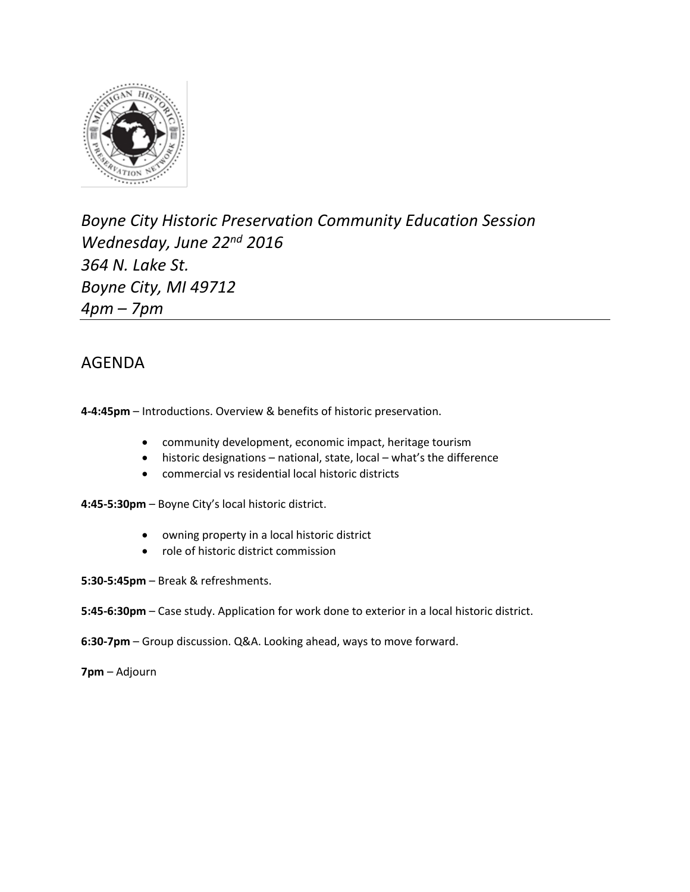*Boyne City Historic Preservation Community Education Session*
*Wednesday, June 22nd 2016*
*364 N. Lake St.*
*Boyne City, MI 49712*
*4pm – 7pm*

## AGENDA

**4-4:45pm** – Introductions. Overview & benefits of historic preservation.

- community development, economic impact, heritage tourism
- historic designations – national, state, local – what's the difference
- commercial vs residential local historic districts

**4:45-5:30pm** – Boyne City's local historic district.

- owning property in a local historic district
- role of historic district commission

**5:30-5:45pm** – Break & refreshments.

**5:45-6:30pm** – Case study. Application for work done to exterior in a local historic district.

**6:30-7pm** – Group discussion. Q&A. Looking ahead, ways to move forward.

**7pm** – Adjourn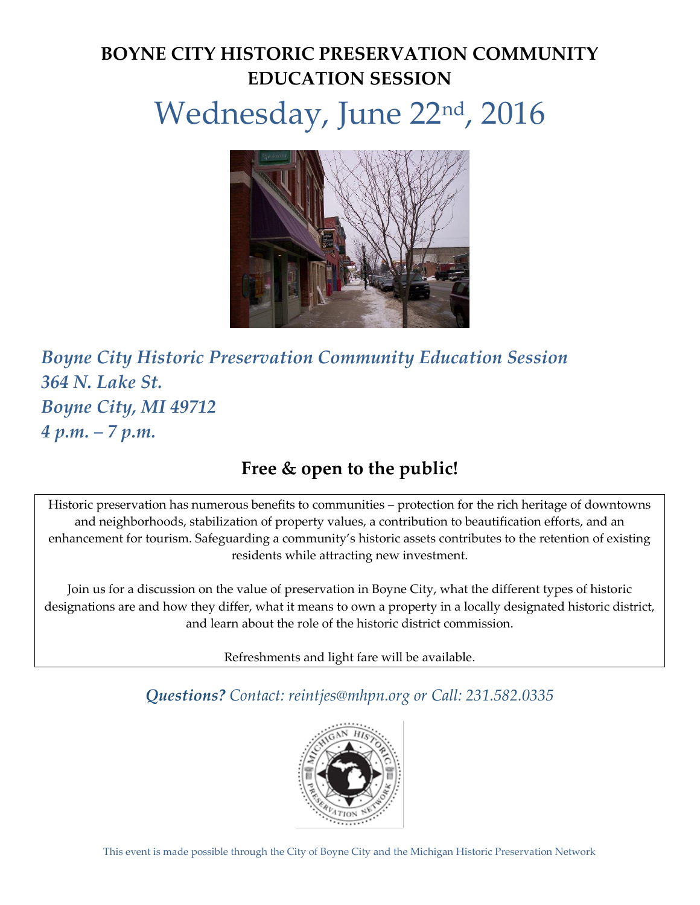# BOYNE CITY HISTORIC PRESERVATION COMMUNITY EDUCATION SESSION

## Wednesday, June 22nd, 2016

*Boyne City Historic Preservation Community Education Session*
*364 N. Lake St.*
*Boyne City, MI 49712*
*4 p.m. – 7 p.m.*

**Free & open to the public!**

Historic preservation has numerous benefits to communities – protection for the rich heritage of downtowns and neighborhoods, stabilization of property values, a contribution to beautification efforts, and an enhancement for tourism. Safeguarding a community's historic assets contributes to the retention of existing residents while attracting new investment.

Join us for a discussion on the value of preservation in Boyne City, what the different types of historic designations are and how they differ, what it means to own a property in a locally designated historic district, and learn about the role of the historic district commission.

Refreshments and light fare will be available.

***Questions?*** *Contact: reintjes@mhpn.org or Call: 231.582.0335*

MICHIGAN HISTORIC PRESERVATION NETWORK

This event is made possible through the City of Boyne City and the Michigan Historic Preservation Network